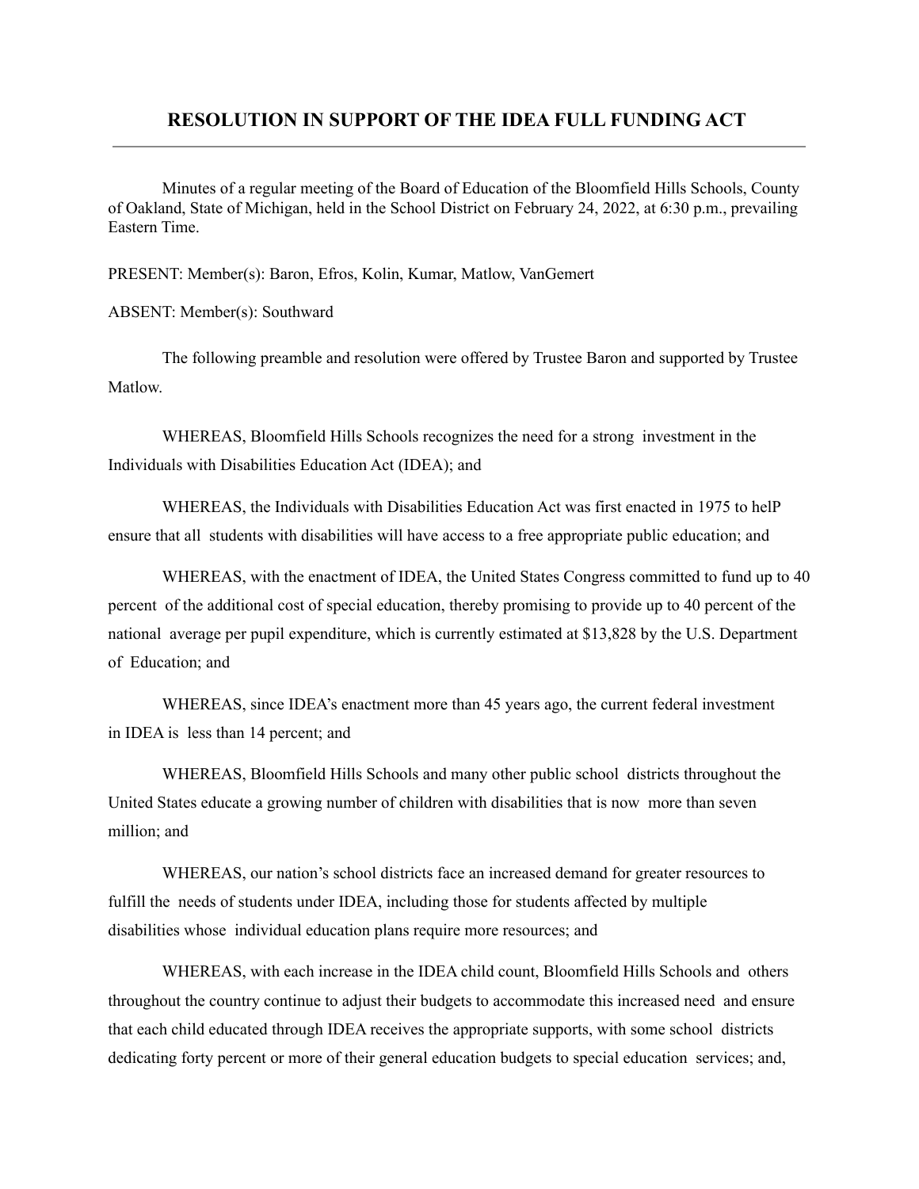# RESOLUTION IN SUPPORT OF THE IDEA FULL FUNDING ACT

Minutes of a regular meeting of the Board of Education of the Bloomfield Hills Schools, County of Oakland, State of Michigan, held in the School District on February 24, 2022, at 6:30 p.m., prevailing Eastern Time.

PRESENT: Member(s): Baron, Efros, Kolin, Kumar, Matlow, VanGemert

ABSENT: Member(s): Southward

The following preamble and resolution were offered by Trustee Baron and supported by Trustee Matlow.

WHEREAS, Bloomfield Hills Schools recognizes the need for a strong investment in the Individuals with Disabilities Education Act (IDEA); and

WHEREAS, the Individuals with Disabilities Education Act was first enacted in 1975 to helP ensure that all students with disabilities will have access to a free appropriate public education; and

WHEREAS, with the enactment of IDEA, the United States Congress committed to fund up to 40 percent of the additional cost of special education, thereby promising to provide up to 40 percent of the national average per pupil expenditure, which is currently estimated at $13,828 by the U.S. Department of Education; and

WHEREAS, since IDEA's enactment more than 45 years ago, the current federal investment in IDEA is less than 14 percent; and

WHEREAS, Bloomfield Hills Schools and many other public school districts throughout the United States educate a growing number of children with disabilities that is now more than seven million; and

WHEREAS, our nation's school districts face an increased demand for greater resources to fulfill the needs of students under IDEA, including those for students affected by multiple disabilities whose individual education plans require more resources; and

WHEREAS, with each increase in the IDEA child count, Bloomfield Hills Schools and others throughout the country continue to adjust their budgets to accommodate this increased need and ensure that each child educated through IDEA receives the appropriate supports, with some school districts dedicating forty percent or more of their general education budgets to special education services; and,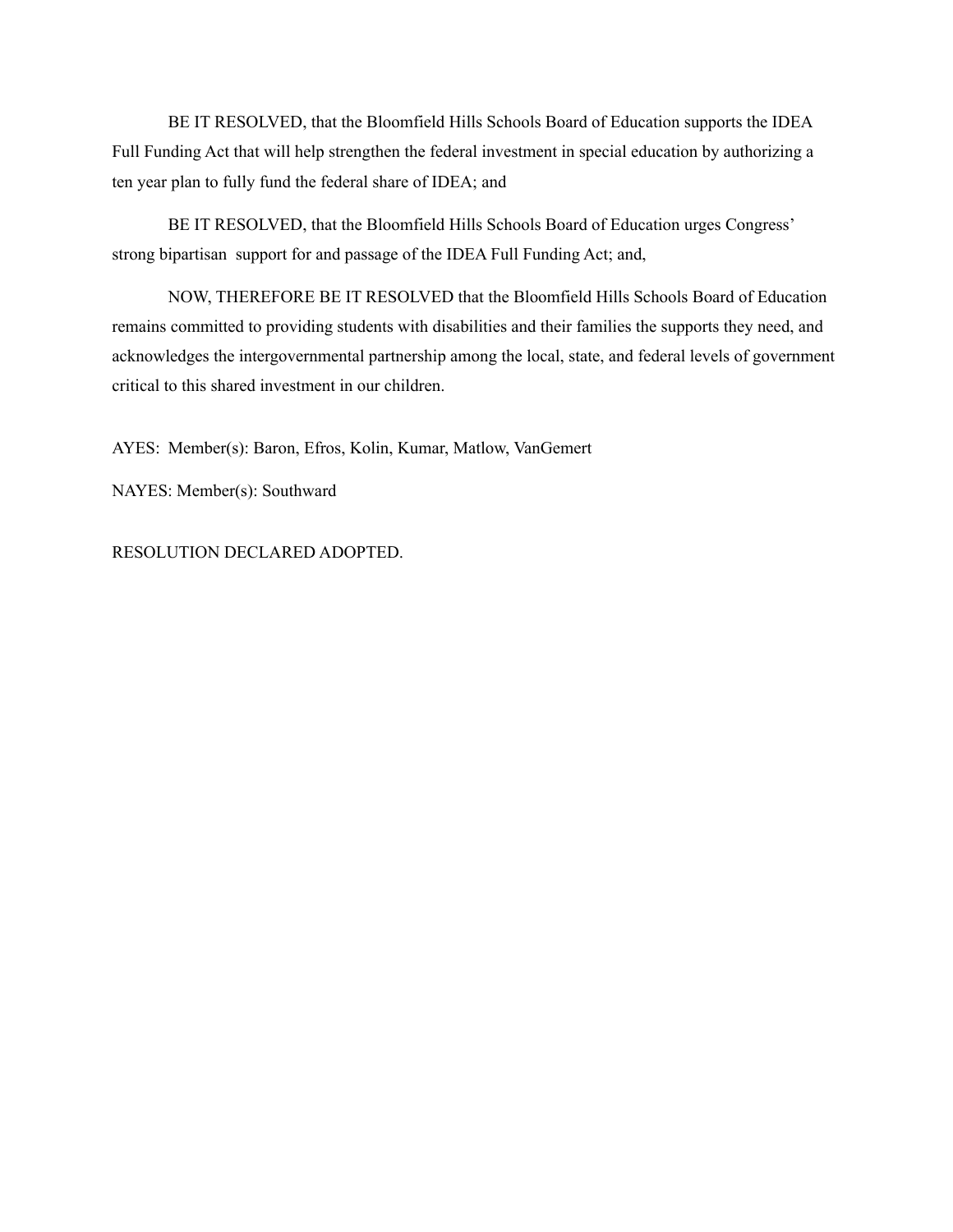BE IT RESOLVED, that the Bloomfield Hills Schools Board of Education supports the IDEA Full Funding Act that will help strengthen the federal investment in special education by authorizing a ten year plan to fully fund the federal share of IDEA; and

BE IT RESOLVED, that the Bloomfield Hills Schools Board of Education urges Congress' strong bipartisan support for and passage of the IDEA Full Funding Act; and,

NOW, THEREFORE BE IT RESOLVED that the Bloomfield Hills Schools Board of Education remains committed to providing students with disabilities and their families the supports they need, and acknowledges the intergovernmental partnership among the local, state, and federal levels of government critical to this shared investment in our children.

AYES: Member(s): Baron, Efros, Kolin, Kumar, Matlow, VanGemert

NAYES: Member(s): Southward

RESOLUTION DECLARED ADOPTED.